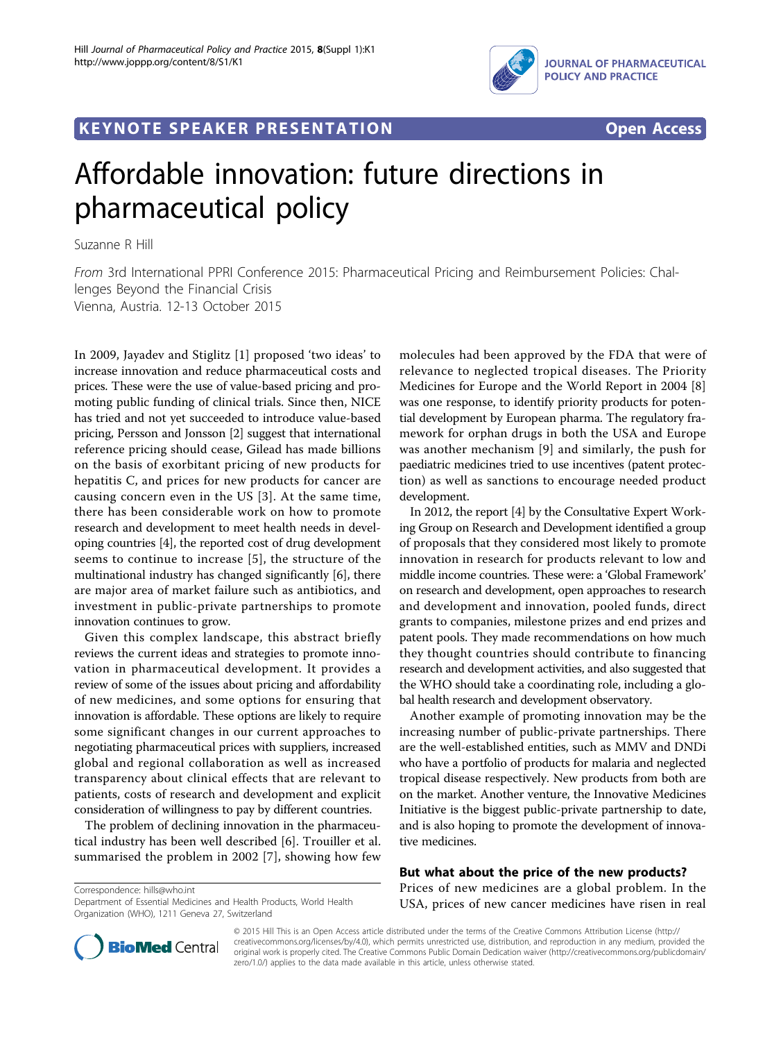KEYNOTE SPEAKER PRESENTATION **Open Access**

# Affordable innovation: future directions in pharmaceutical policy

Suzanne R Hill

*From* 3rd International PPRI Conference 2015: Pharmaceutical Pricing and Reimbursement Policies: Challenges Beyond the Financial Crisis
Vienna, Austria. 12-13 October 2015

In 2009, Jayadev and Stiglitz [1] proposed 'two ideas' to increase innovation and reduce pharmaceutical costs and prices. These were the use of value-based pricing and promoting public funding of clinical trials. Since then, NICE has tried and not yet succeeded to introduce value-based pricing, Persson and Jonsson [2] suggest that international reference pricing should cease, Gilead has made billions on the basis of exorbitant pricing of new products for hepatitis C, and prices for new products for cancer are causing concern even in the US [3]. At the same time, there has been considerable work on how to promote research and development to meet health needs in developing countries [4], the reported cost of drug development seems to continue to increase [5], the structure of the multinational industry has changed significantly [6], there are major area of market failure such as antibiotics, and investment in public-private partnerships to promote innovation continues to grow.

Given this complex landscape, this abstract briefly reviews the current ideas and strategies to promote innovation in pharmaceutical development. It provides a review of some of the issues about pricing and affordability of new medicines, and some options for ensuring that innovation is affordable. These options are likely to require some significant changes in our current approaches to negotiating pharmaceutical prices with suppliers, increased global and regional collaboration as well as increased transparency about clinical effects that are relevant to patients, costs of research and development and explicit consideration of willingness to pay by different countries.

The problem of declining innovation in the pharmaceutical industry has been well described [6]. Trouiller et al. summarised the problem in 2002 [7], showing how few molecules had been approved by the FDA that were of relevance to neglected tropical diseases. The Priority Medicines for Europe and the World Report in 2004 [8] was one response, to identify priority products for potential development by European pharma. The regulatory framework for orphan drugs in both the USA and Europe was another mechanism [9] and similarly, the push for paediatric medicines tried to use incentives (patent protection) as well as sanctions to encourage needed product development.

In 2012, the report [4] by the Consultative Expert Working Group on Research and Development identified a group of proposals that they considered most likely to promote innovation in research for products relevant to low and middle income countries. These were: a 'Global Framework' on research and development, open approaches to research and development and innovation, pooled funds, direct grants to companies, milestone prizes and end prizes and patent pools. They made recommendations on how much they thought countries should contribute to financing research and development activities, and also suggested that the WHO should take a coordinating role, including a global health research and development observatory.

Another example of promoting innovation may be the increasing number of public-private partnerships. There are the well-established entities, such as MMV and DNDi who have a portfolio of products for malaria and neglected tropical disease respectively. New products from both are on the market. Another venture, the Innovative Medicines Initiative is the biggest public-private partnership to date, and is also hoping to promote the development of innovative medicines.

### But what about the price of the new products?

Prices of new medicines are a global problem. In the USA, prices of new cancer medicines have risen in real

Correspondence: hills@who.int
Department of Essential Medicines and Health Products, World Health Organization (WHO), 1211 Geneva 27, Switzerland

© 2015 Hill This is an Open Access article distributed under the terms of the Creative Commons Attribution License (http://creativecommons.org/licenses/by/4.0), which permits unrestricted use, distribution, and reproduction in any medium, provided the original work is properly cited. The Creative Commons Public Domain Dedication waiver (http://creativecommons.org/publicdomain/zero/1.0/) applies to the data made available in this article, unless otherwise stated.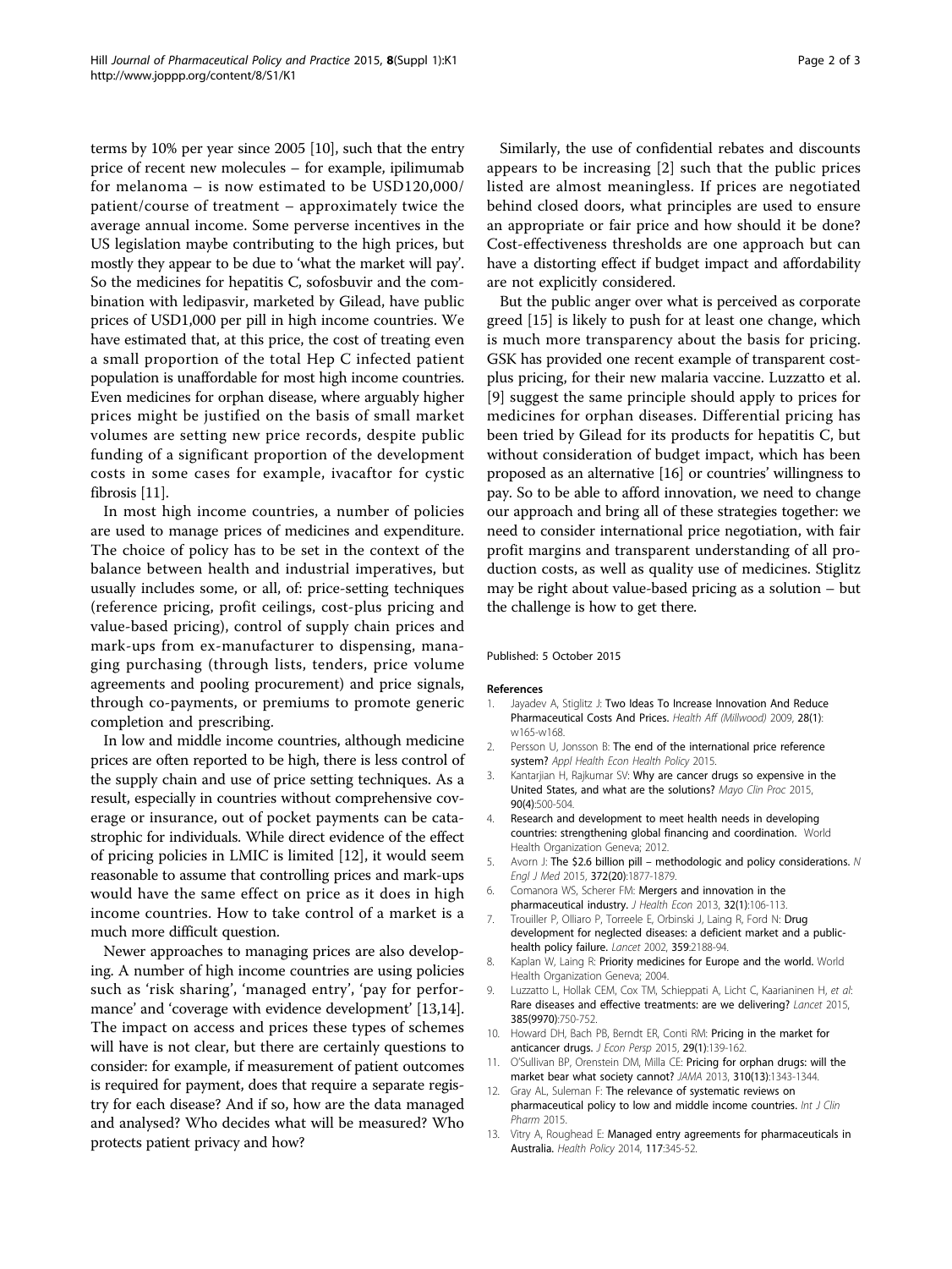terms by 10% per year since 2005 [10], such that the entry price of recent new molecules – for example, ipilimumab for melanoma – is now estimated to be USD120,000/ patient/course of treatment – approximately twice the average annual income. Some perverse incentives in the US legislation maybe contributing to the high prices, but mostly they appear to be due to 'what the market will pay'. So the medicines for hepatitis C, sofosbuvir and the combination with ledipasvir, marketed by Gilead, have public prices of USD1,000 per pill in high income countries. We have estimated that, at this price, the cost of treating even a small proportion of the total Hep C infected patient population is unaffordable for most high income countries. Even medicines for orphan disease, where arguably higher prices might be justified on the basis of small market volumes are setting new price records, despite public funding of a significant proportion of the development costs in some cases for example, ivacaftor for cystic fibrosis [11].

In most high income countries, a number of policies are used to manage prices of medicines and expenditure. The choice of policy has to be set in the context of the balance between health and industrial imperatives, but usually includes some, or all, of: price-setting techniques (reference pricing, profit ceilings, cost-plus pricing and value-based pricing), control of supply chain prices and mark-ups from ex-manufacturer to dispensing, managing purchasing (through lists, tenders, price volume agreements and pooling procurement) and price signals, through co-payments, or premiums to promote generic completion and prescribing.

In low and middle income countries, although medicine prices are often reported to be high, there is less control of the supply chain and use of price setting techniques. As a result, especially in countries without comprehensive coverage or insurance, out of pocket payments can be catastrophic for individuals. While direct evidence of the effect of pricing policies in LMIC is limited [12], it would seem reasonable to assume that controlling prices and mark-ups would have the same effect on price as it does in high income countries. How to take control of a market is a much more difficult question.

Newer approaches to managing prices are also developing. A number of high income countries are using policies such as 'risk sharing', 'managed entry', 'pay for performance' and 'coverage with evidence development' [13,14]. The impact on access and prices these types of schemes will have is not clear, but there are certainly questions to consider: for example, if measurement of patient outcomes is required for payment, does that require a separate registry for each disease? And if so, how are the data managed and analysed? Who decides what will be measured? Who protects patient privacy and how?

Similarly, the use of confidential rebates and discounts appears to be increasing [2] such that the public prices listed are almost meaningless. If prices are negotiated behind closed doors, what principles are used to ensure an appropriate or fair price and how should it be done? Cost-effectiveness thresholds are one approach but can have a distorting effect if budget impact and affordability are not explicitly considered.

But the public anger over what is perceived as corporate greed [15] is likely to push for at least one change, which is much more transparency about the basis for pricing. GSK has provided one recent example of transparent cost-plus pricing, for their new malaria vaccine. Luzzatto et al. [9] suggest the same principle should apply to prices for medicines for orphan diseases. Differential pricing has been tried by Gilead for its products for hepatitis C, but without consideration of budget impact, which has been proposed as an alternative [16] or countries' willingness to pay. So to be able to afford innovation, we need to change our approach and bring all of these strategies together: we need to consider international price negotiation, with fair profit margins and transparent understanding of all production costs, as well as quality use of medicines. Stiglitz may be right about value-based pricing as a solution – but the challenge is how to get there.

Published: 5 October 2015

#### References

1. Jayadev A, Stiglitz J: **Two Ideas To Increase Innovation And Reduce Pharmaceutical Costs And Prices.** *Health Aff (Millwood)* 2009, **28(1)**: w165-w168.
2. Persson U, Jonsson B: **The end of the international price reference system?** *Appl Health Econ Health Policy* 2015.
3. Kantarjian H, Rajkumar SV: **Why are cancer drugs so expensive in the United States, and what are the solutions?** *Mayo Clin Proc* 2015, **90(4)**:500-504.
4. **Research and development to meet health needs in developing countries: strengthening global financing and coordination.** World Health Organization Geneva; 2012.
5. Avorn J: **The $2.6 billion pill – methodologic and policy considerations.** *N Engl J Med* 2015, **372(20)**:1877-1879.
6. Comanora WS, Scherer FM: **Mergers and innovation in the pharmaceutical industry.** *J Health Econ* 2013, **32(1)**:106-113.
7. Trouiller P, Olliaro P, Torreele E, Orbinski J, Laing R, Ford N: **Drug development for neglected diseases: a deficient market and a public-health policy failure.** *Lancet* 2002, **359**:2188-94.
8. Kaplan W, Laing R: **Priority medicines for Europe and the world.** World Health Organization Geneva; 2004.
9. Luzzatto L, Hollak CEM, Cox TM, Schieppati A, Licht C, Kaarianinen H, *et al*: **Rare diseases and effective treatments: are we delivering?** *Lancet* 2015, **385(9970)**:750-752.
10. Howard DH, Bach PB, Berndt ER, Conti RM: **Pricing in the market for anticancer drugs.** *J Econ Persp* 2015, **29(1)**:139-162.
11. O'Sullivan BP, Orenstein DM, Milla CE: **Pricing for orphan drugs: will the market bear what society cannot?** *JAMA* 2013, **310(13)**:1343-1344.
12. Gray AL, Suleman F: **The relevance of systematic reviews on pharmaceutical policy to low and middle income countries.** *Int J Clin Pharm* 2015.
13. Vitry A, Roughead E: **Managed entry agreements for pharmaceuticals in Australia.** *Health Policy* 2014, **117**:345-52.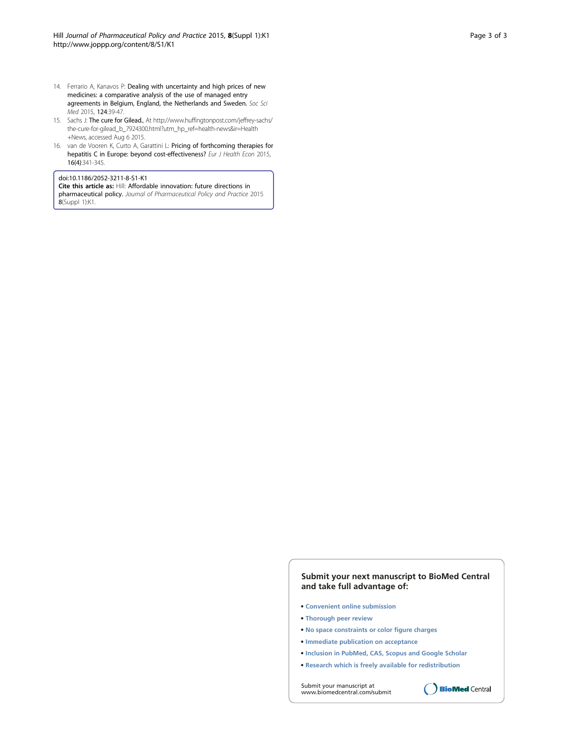14. Ferrario A, Kanavos P: **Dealing with uncertainty and high prices of new medicines: a comparative analysis of the use of managed entry agreements in Belgium, England, the Netherlands and Sweden.** *Soc Sci Med* 2015, **124**:39-47.
15. Sachs J: **The cure for Gilead.**, At http://www.huffingtonpost.com/jeffrey-sachs/the-cure-for-gilead_b_7924300.html?utm_hp_ref=health-news&ir=Health+News, accessed Aug 6 2015.
16. van de Vooren K, Curto A, Garattini L: **Pricing of forthcoming therapies for hepatitis C in Europe: beyond cost-effectiveness?** *Eur J Health Econ* 2015, **16(4)**:341-345.

doi:10.1186/2052-3211-8-S1-K1
**Cite this article as:** Hill: Affordable innovation: future directions in pharmaceutical policy. *Journal of Pharmaceutical Policy and Practice* 2015 **8**(Suppl 1):K1.

**Submit your next manuscript to BioMed Central and take full advantage of:**

- **Convenient online submission**
- **Thorough peer review**
- **No space constraints or color figure charges**
- **Immediate publication on acceptance**
- **Inclusion in PubMed, CAS, Scopus and Google Scholar**
- **Research which is freely available for redistribution**

Submit your manuscript at
www.biomedcentral.com/submit

BioMed Central